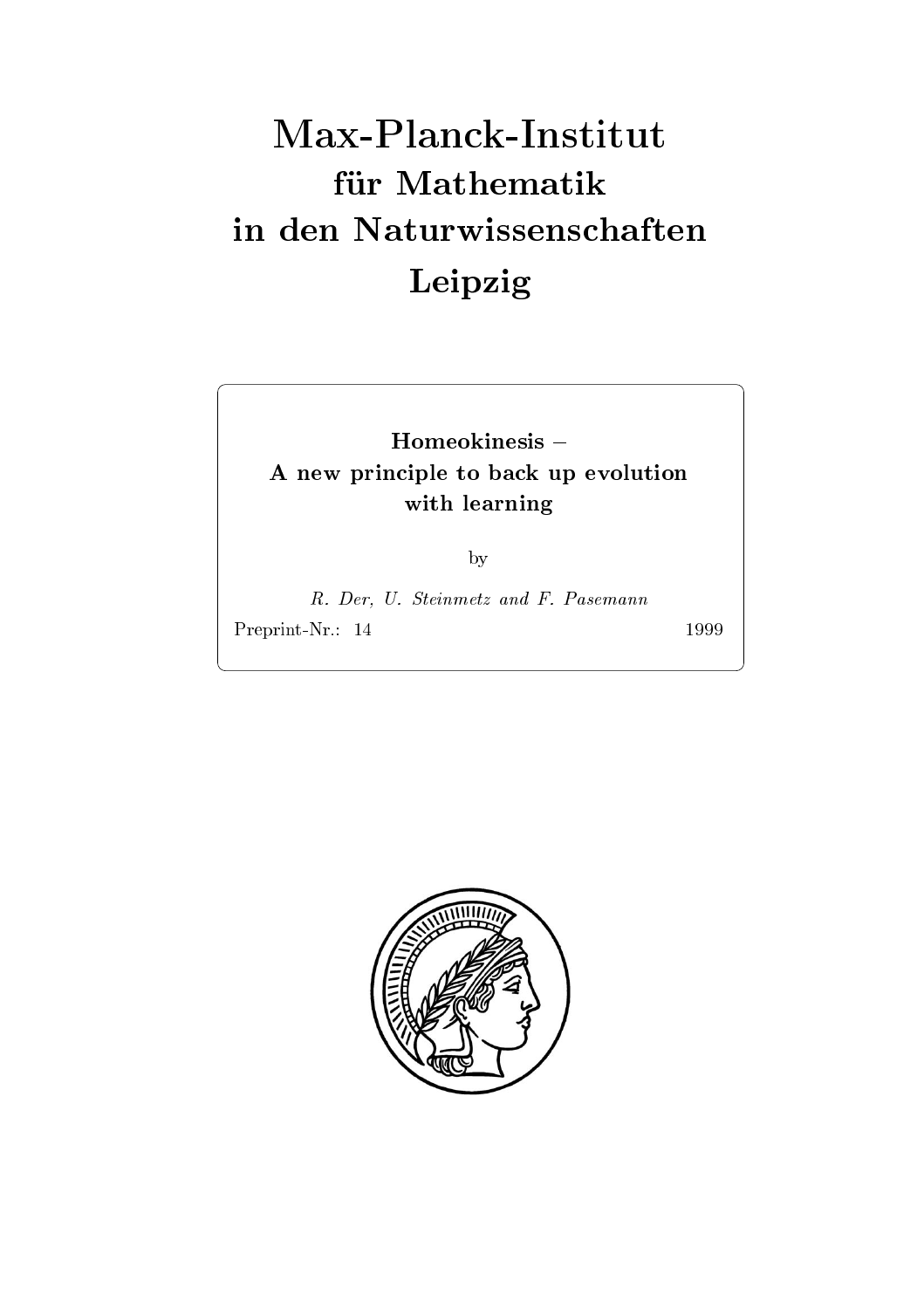# Max-Planck-Institut
## für Mathematik
## in den Naturwissenschaften
## Leipzig

**Homeokinesis –**
**A new principle to back up evolution with learning**

by

*R. Der, U. Steinmetz and F. Pasemann*

Preprint-Nr.: 14 1999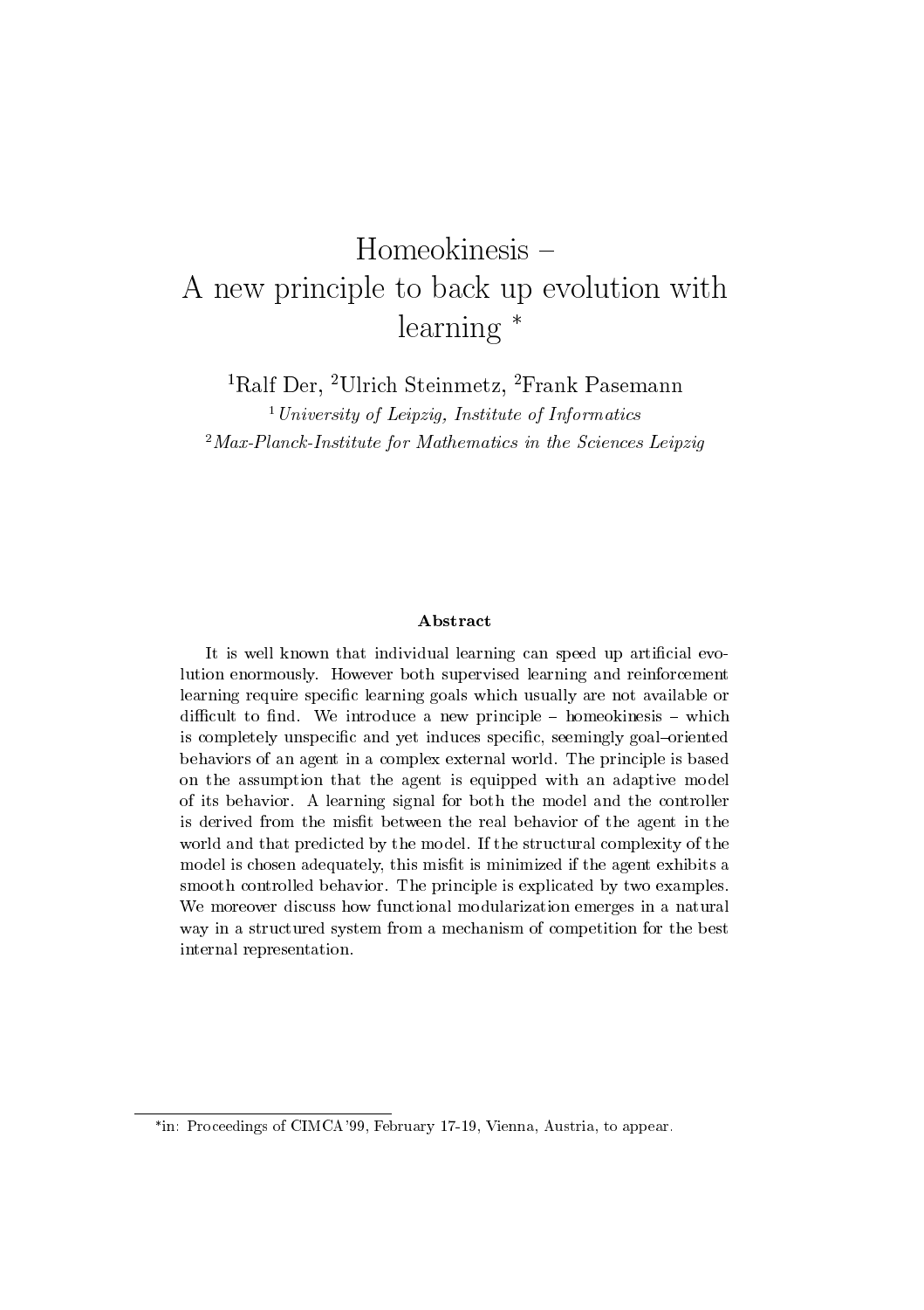# Homeokinesis – A new principle to back up evolution with learning *

[1]Ralf Der, [2]Ulrich Steinmetz, [2]Frank Pasemann

[1] *University of Leipzig, Institute of Informatics*

[2] *Max-Planck-Institute for Mathematics in the Sciences Leipzig*

### Abstract

It is well known that individual learning can speed up artificial evolution enormously. However both supervised learning and reinforcement learning require specific learning goals which usually are not available or difficult to find. We introduce a new principle – homeokinesis – which is completely unspecific and yet induces specific, seemingly goal–oriented behaviors of an agent in a complex external world. The principle is based on the assumption that the agent is equipped with an adaptive model of its behavior. A learning signal for both the model and the controller is derived from the misfit between the real behavior of the agent in the world and that predicted by the model. If the structural complexity of the model is chosen adequately, this misfit is minimized if the agent exhibits a smooth controlled behavior. The principle is explicated by two examples. We moreover discuss how functional modularization emerges in a natural way in a structured system from a mechanism of competition for the best internal representation.

---

*in: Proceedings of CIMCA'99, February 17-19, Vienna, Austria, to appear.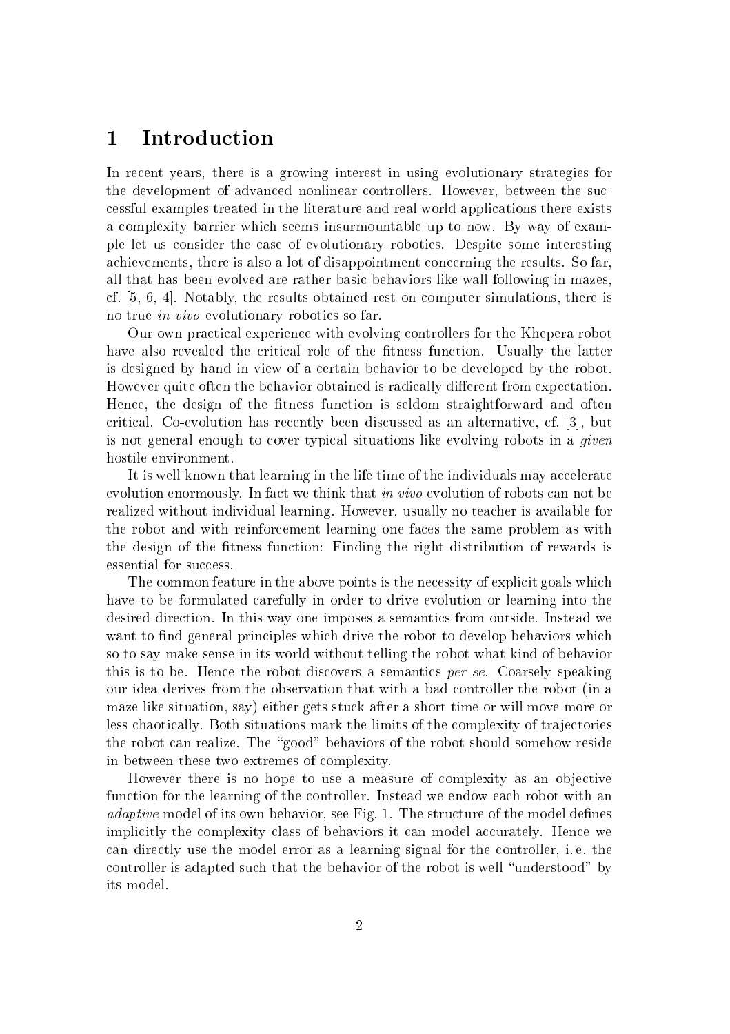# 1 Introduction

In recent years, there is a growing interest in using evolutionary strategies for the development of advanced nonlinear controllers. However, between the successful examples treated in the literature and real world applications there exists a complexity barrier which seems insurmountable up to now. By way of example let us consider the case of evolutionary robotics. Despite some interesting achievements, there is also a lot of disappointment concerning the results. So far, all that has been evolved are rather basic behaviors like wall following in mazes, cf. [5, 6, 4]. Notably, the results obtained rest on computer simulations, there is no true *in vivo* evolutionary robotics so far.

Our own practical experience with evolving controllers for the Khepera robot have also revealed the critical role of the fitness function. Usually the latter is designed by hand in view of a certain behavior to be developed by the robot. However quite often the behavior obtained is radically different from expectation. Hence, the design of the fitness function is seldom straightforward and often critical. Co-evolution has recently been discussed as an alternative, cf. [3], but is not general enough to cover typical situations like evolving robots in a *given* hostile environment.

It is well known that learning in the life time of the individuals may accelerate evolution enormously. In fact we think that *in vivo* evolution of robots can not be realized without individual learning. However, usually no teacher is available for the robot and with reinforcement learning one faces the same problem as with the design of the fitness function: Finding the right distribution of rewards is essential for success.

The common feature in the above points is the necessity of explicit goals which have to be formulated carefully in order to drive evolution or learning into the desired direction. In this way one imposes a semantics from outside. Instead we want to find general principles which drive the robot to develop behaviors which so to say make sense in its world without telling the robot what kind of behavior this is to be. Hence the robot discovers a semantics *per se*. Coarsely speaking our idea derives from the observation that with a bad controller the robot (in a maze like situation, say) either gets stuck after a short time or will move more or less chaotically. Both situations mark the limits of the complexity of trajectories the robot can realize. The "good" behaviors of the robot should somehow reside in between these two extremes of complexity.

However there is no hope to use a measure of complexity as an objective function for the learning of the controller. Instead we endow each robot with an *adaptive* model of its own behavior, see Fig. 1. The structure of the model defines implicitly the complexity class of behaviors it can model accurately. Hence we can directly use the model error as a learning signal for the controller, i. e. the controller is adapted such that the behavior of the robot is well "understood" by its model.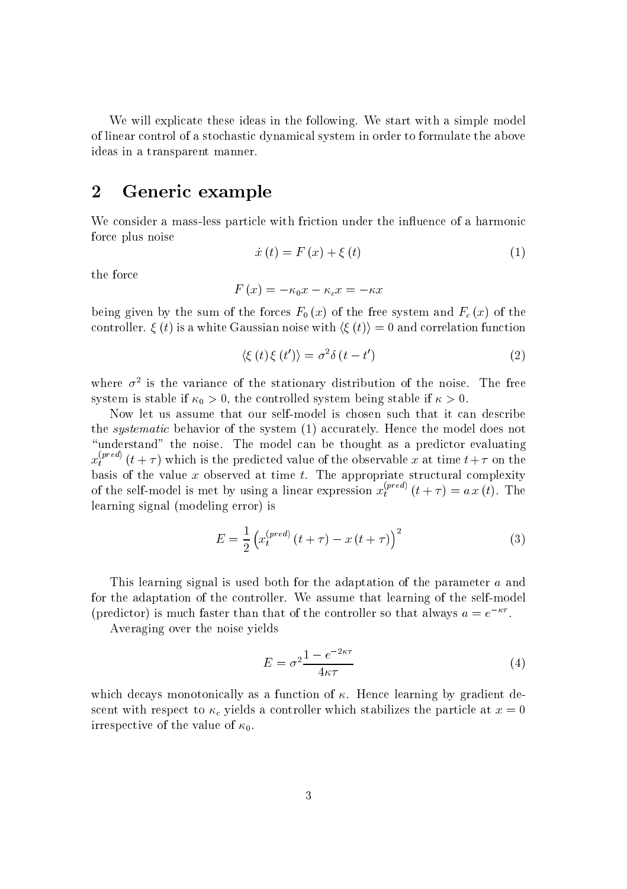We will explicate these ideas in the following. We start with a simple model of linear control of a stochastic dynamical system in order to formulate the above ideas in a transparent manner.

## 2 Generic example

We consider a mass-less particle with friction under the influence of a harmonic force plus noise

$$\dot{x}(t) = F(x) + \xi(t) \tag{1}$$

the force

$$F(x) = -\kappa_0 x - \kappa_c x = -\kappa x$$

being given by the sum of the forces $F_0(x)$ of the free system and $F_c(x)$ of the controller. $\xi(t)$ is a white Gaussian noise with $\langle \xi(t) \rangle = 0$ and correlation function

$$\langle \xi(t) \xi(t') \rangle = \sigma^2 \delta(t - t') \tag{2}$$

where $\sigma^2$ is the variance of the stationary distribution of the noise. The free system is stable if $\kappa_0 > 0$, the controlled system being stable if $\kappa > 0$.

Now let us assume that our self-model is chosen such that it can describe the *systematic* behavior of the system (1) accurately. Hence the model does not "understand" the noise. The model can be thought as a predictor evaluating $x_t^{(pred)}(t+\tau)$ which is the predicted value of the observable $x$ at time $t+\tau$ on the basis of the value $x$ observed at time $t$. The appropriate structural complexity of the self-model is met by using a linear expression $x_t^{(pred)}(t+\tau) = a\,x(t)$. The learning signal (modeling error) is

$$E = \frac{1}{2}\left(x_t^{(pred)}(t+\tau) - x(t+\tau)\right)^2 \tag{3}$$

This learning signal is used both for the adaptation of the parameter $a$ and for the adaptation of the controller. We assume that learning of the self-model (predictor) is much faster than that of the controller so that always $a = e^{-\kappa\tau}$.

Averaging over the noise yields

$$E = \sigma^2 \frac{1 - e^{-2\kappa\tau}}{4\kappa\tau} \tag{4}$$

which decays monotonically as a function of $\kappa$. Hence learning by gradient descent with respect to $\kappa_c$ yields a controller which stabilizes the particle at $x = 0$ irrespective of the value of $\kappa_0$.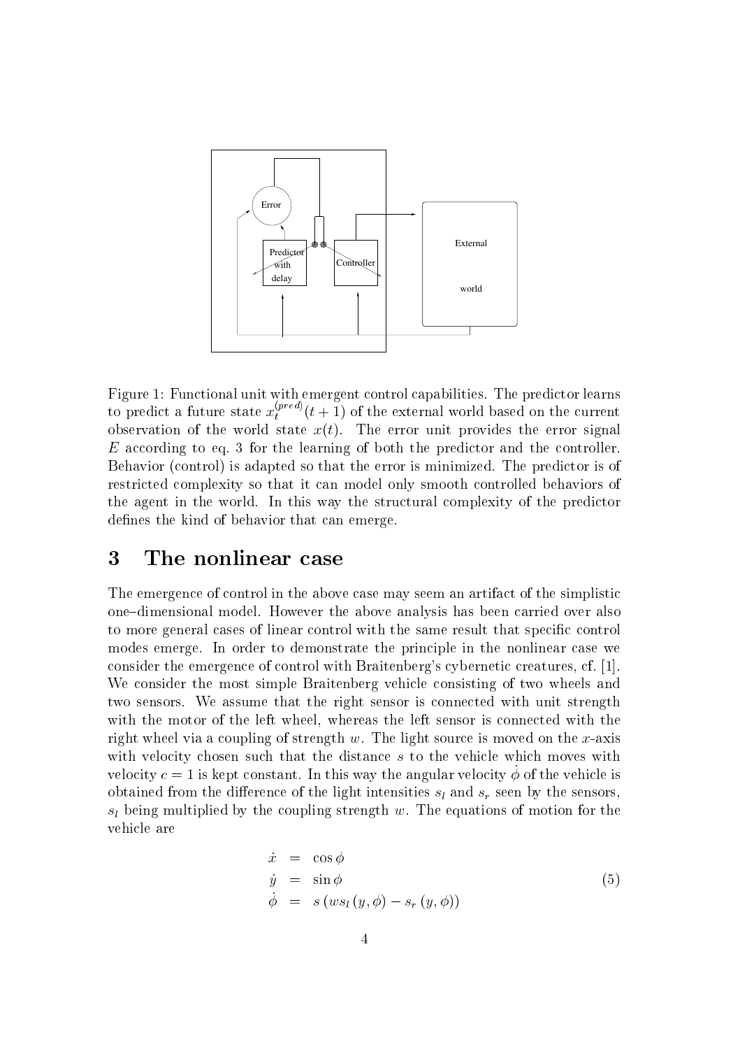Figure 1: Functional unit with emergent control capabilities. The predictor learns to predict a future state $x_t^{(pred)}(t+1)$ of the external world based on the current observation of the world state $x(t)$. The error unit provides the error signal $E$ according to eq. 3 for the learning of both the predictor and the controller. Behavior (control) is adapted so that the error is minimized. The predictor is of restricted complexity so that it can model only smooth controlled behaviors of the agent in the world. In this way the structural complexity of the predictor defines the kind of behavior that can emerge.

# 3 The nonlinear case

The emergence of control in the above case may seem an artifact of the simplistic one–dimensional model. However the above analysis has been carried over also to more general cases of linear control with the same result that specific control modes emerge. In order to demonstrate the principle in the nonlinear case we consider the emergence of control with Braitenberg's cybernetic creatures, cf. [1]. We consider the most simple Braitenberg vehicle consisting of two wheels and two sensors. We assume that the right sensor is connected with unit strength with the motor of the left wheel, whereas the left sensor is connected with the right wheel via a coupling of strength $w$. The light source is moved on the $x$-axis with velocity chosen such that the distance $s$ to the vehicle which moves with velocity $c = 1$ is kept constant. In this way the angular velocity $\dot{\phi}$ of the vehicle is obtained from the difference of the light intensities $s_l$ and $s_r$ seen by the sensors, $s_l$ being multiplied by the coupling strength $w$. The equations of motion for the vehicle are

$$
\begin{aligned}
\dot{x} &= \cos\phi \\
\dot{y} &= \sin\phi \\
\dot{\phi} &= s\left(ws_l\left(y,\phi\right) - s_r\left(y,\phi\right)\right)
\end{aligned}
\tag{5}
$$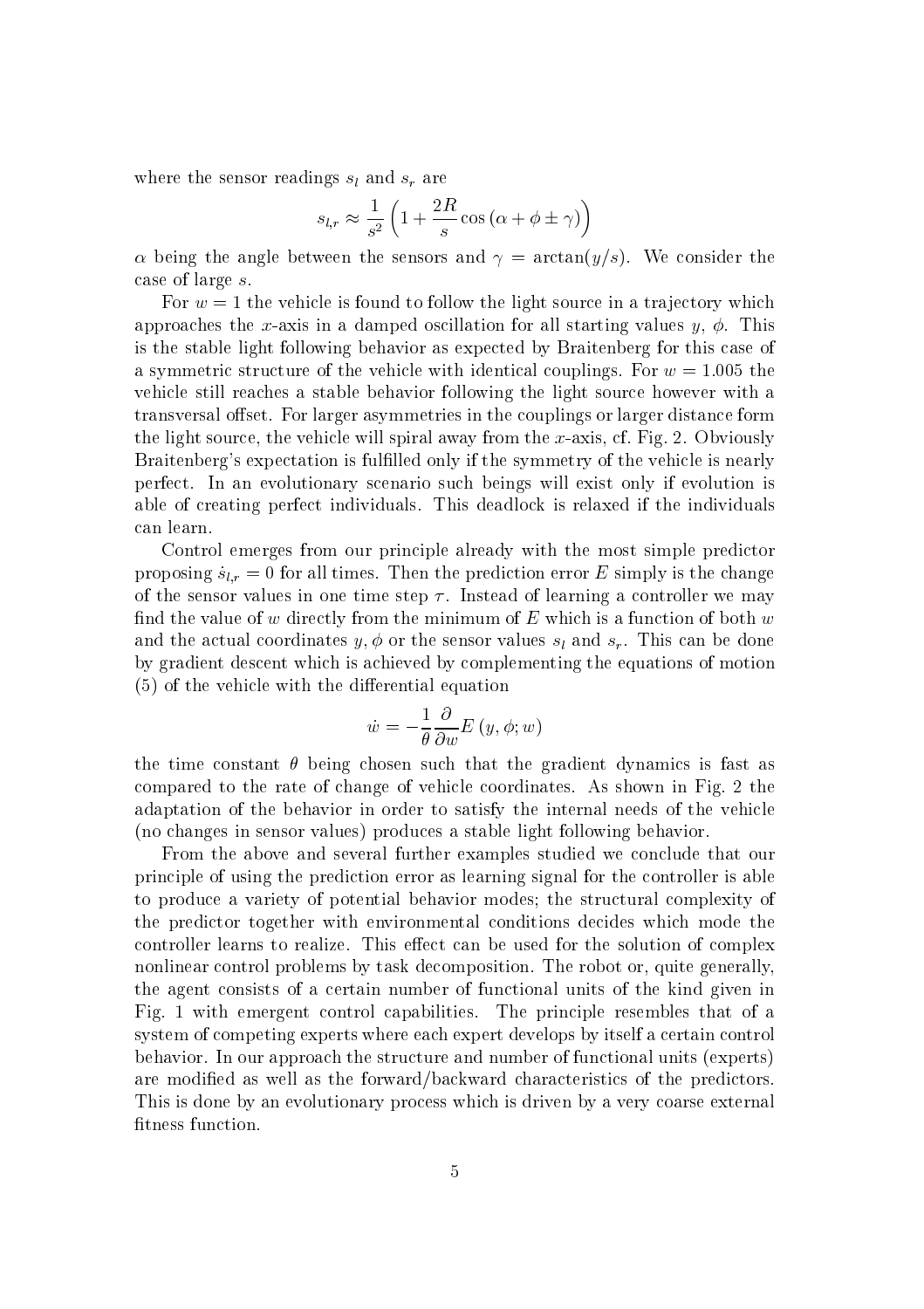where the sensor readings $s_l$ and $s_r$ are

$$s_{l,r} \approx \frac{1}{s^2}\left(1 + \frac{2R}{s}\cos\left(\alpha + \phi \pm \gamma\right)\right)$$

$\alpha$ being the angle between the sensors and $\gamma = \arctan(y/s)$. We consider the case of large $s$.

For $w = 1$ the vehicle is found to follow the light source in a trajectory which approaches the $x$-axis in a damped oscillation for all starting values $y$, $\phi$. This is the stable light following behavior as expected by Braitenberg for this case of a symmetric structure of the vehicle with identical couplings. For $w = 1.005$ the vehicle still reaches a stable behavior following the light source however with a transversal offset. For larger asymmetries in the couplings or larger distance form the light source, the vehicle will spiral away from the $x$-axis, cf. Fig. 2. Obviously Braitenberg's expectation is fulfilled only if the symmetry of the vehicle is nearly perfect. In an evolutionary scenario such beings will exist only if evolution is able of creating perfect individuals. This deadlock is relaxed if the individuals can learn.

Control emerges from our principle already with the most simple predictor proposing $\dot{s}_{l,r} = 0$ for all times. Then the prediction error $E$ simply is the change of the sensor values in one time step $\tau$. Instead of learning a controller we may find the value of $w$ directly from the minimum of $E$ which is a function of both $w$ and the actual coordinates $y, \phi$ or the sensor values $s_l$ and $s_r$. This can be done by gradient descent which is achieved by complementing the equations of motion (5) of the vehicle with the differential equation

$$\dot{w} = -\frac{1}{\theta}\frac{\partial}{\partial w}E\left(y, \phi; w\right)$$

the time constant $\theta$ being chosen such that the gradient dynamics is fast as compared to the rate of change of vehicle coordinates. As shown in Fig. 2 the adaptation of the behavior in order to satisfy the internal needs of the vehicle (no changes in sensor values) produces a stable light following behavior.

From the above and several further examples studied we conclude that our principle of using the prediction error as learning signal for the controller is able to produce a variety of potential behavior modes; the structural complexity of the predictor together with environmental conditions decides which mode the controller learns to realize. This effect can be used for the solution of complex nonlinear control problems by task decomposition. The robot or, quite generally, the agent consists of a certain number of functional units of the kind given in Fig. 1 with emergent control capabilities. The principle resembles that of a system of competing experts where each expert develops by itself a certain control behavior. In our approach the structure and number of functional units (experts) are modified as well as the forward/backward characteristics of the predictors. This is done by an evolutionary process which is driven by a very coarse external fitness function.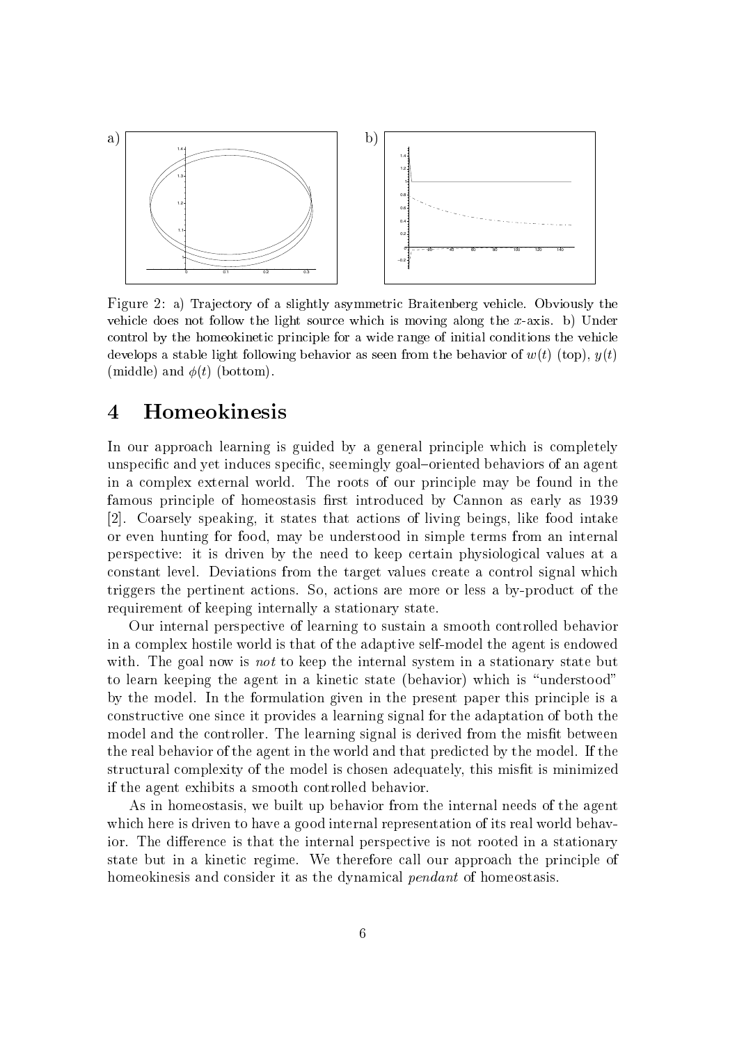Figure 2: a) Trajectory of a slightly asymmetric Braitenberg vehicle. Obviously the vehicle does not follow the light source which is moving along the $x$-axis. b) Under control by the homeokinetic principle for a wide range of initial conditions the vehicle develops a stable light following behavior as seen from the behavior of $w(t)$ (top), $y(t)$ (middle) and $\phi(t)$ (bottom).

# 4 Homeokinesis

In our approach learning is guided by a general principle which is completely unspecific and yet induces specific, seemingly goal–oriented behaviors of an agent in a complex external world. The roots of our principle may be found in the famous principle of homeostasis first introduced by Cannon as early as 1939 [2]. Coarsely speaking, it states that actions of living beings, like food intake or even hunting for food, may be understood in simple terms from an internal perspective: it is driven by the need to keep certain physiological values at a constant level. Deviations from the target values create a control signal which triggers the pertinent actions. So, actions are more or less a by-product of the requirement of keeping internally a stationary state.

Our internal perspective of learning to sustain a smooth controlled behavior in a complex hostile world is that of the adaptive self-model the agent is endowed with. The goal now is *not* to keep the internal system in a stationary state but to learn keeping the agent in a kinetic state (behavior) which is "understood" by the model. In the formulation given in the present paper this principle is a constructive one since it provides a learning signal for the adaptation of both the model and the controller. The learning signal is derived from the misfit between the real behavior of the agent in the world and that predicted by the model. If the structural complexity of the model is chosen adequately, this misfit is minimized if the agent exhibits a smooth controlled behavior.

As in homeostasis, we built up behavior from the internal needs of the agent which here is driven to have a good internal representation of its real world behavior. The difference is that the internal perspective is not rooted in a stationary state but in a kinetic regime. We therefore call our approach the principle of homeokinesis and consider it as the dynamical *pendant* of homeostasis.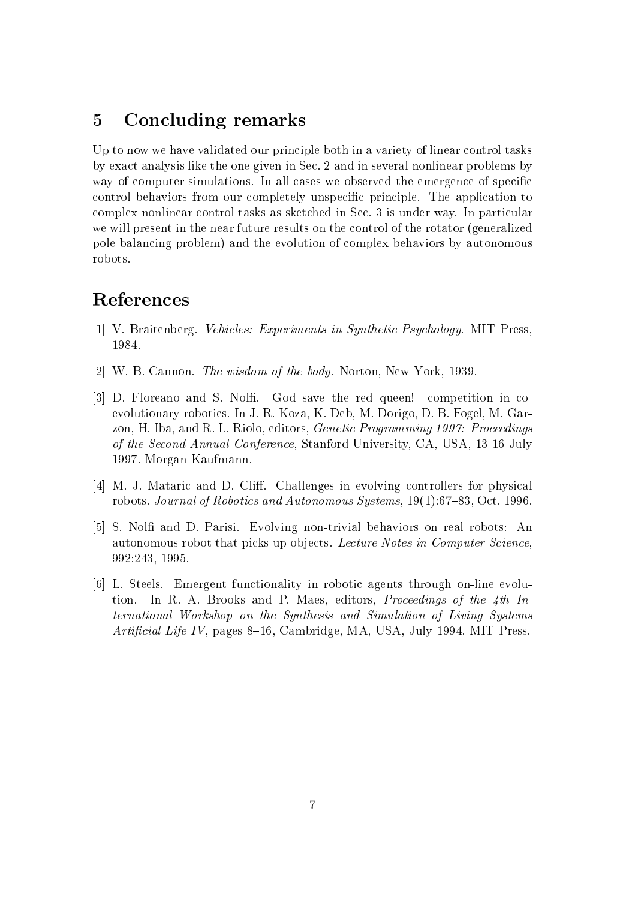## 5 Concluding remarks

Up to now we have validated our principle both in a variety of linear control tasks by exact analysis like the one given in Sec. 2 and in several nonlinear problems by way of computer simulations. In all cases we observed the emergence of specific control behaviors from our completely unspecific principle. The application to complex nonlinear control tasks as sketched in Sec. 3 is under way. In particular we will present in the near future results on the control of the rotator (generalized pole balancing problem) and the evolution of complex behaviors by autonomous robots.

## References

[1] V. Braitenberg. *Vehicles: Experiments in Synthetic Psychology*. MIT Press, 1984.

[2] W. B. Cannon. *The wisdom of the body*. Norton, New York, 1939.

[3] D. Floreano and S. Nolfi. God save the red queen! competition in co-evolutionary robotics. In J. R. Koza, K. Deb, M. Dorigo, D. B. Fogel, M. Garzon, H. Iba, and R. L. Riolo, editors, *Genetic Programming 1997: Proceedings of the Second Annual Conference*, Stanford University, CA, USA, 13-16 July 1997. Morgan Kaufmann.

[4] M. J. Mataric and D. Cliff. Challenges in evolving controllers for physical robots. *Journal of Robotics and Autonomous Systems*, 19(1):67–83, Oct. 1996.

[5] S. Nolfi and D. Parisi. Evolving non-trivial behaviors on real robots: An autonomous robot that picks up objects. *Lecture Notes in Computer Science*, 992:243, 1995.

[6] L. Steels. Emergent functionality in robotic agents through on-line evolution. In R. A. Brooks and P. Maes, editors, *Proceedings of the 4th International Workshop on the Synthesis and Simulation of Living Systems Artificial Life IV*, pages 8–16, Cambridge, MA, USA, July 1994. MIT Press.